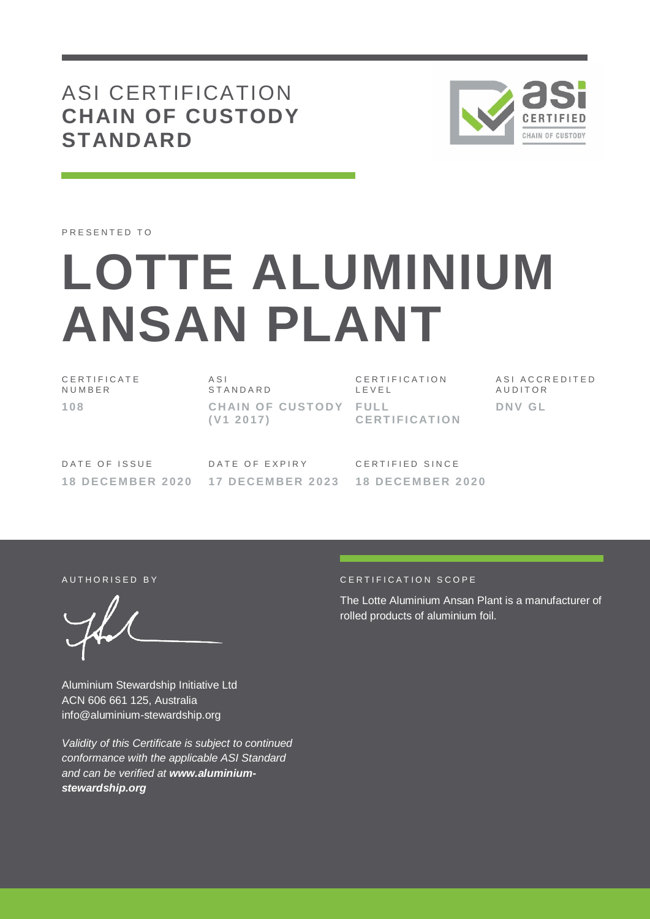# ASI CERTIFICATION
## CHAIN OF CUSTODY STANDARD

PRESENTED TO

# LOTTE ALUMINIUM ANSAN PLANT

| CERTIFICATE NUMBER | ASI STANDARD | CERTIFICATION LEVEL | ASI ACCREDITED AUDITOR |
|---|---|---|---|
| **108** | **CHAIN OF CUSTODY (V1 2017)** | **FULL CERTIFICATION** | **DNV GL** |

| DATE OF ISSUE | DATE OF EXPIRY | CERTIFIED SINCE |
|---|---|---|
| **18 DECEMBER 2020** | **17 DECEMBER 2023** | **18 DECEMBER 2020** |

AUTHORISED BY

Aluminium Stewardship Initiative Ltd
ACN 606 661 125, Australia
info@aluminium-stewardship.org

*Validity of this Certificate is subject to continued conformance with the applicable ASI Standard and can be verified at **www.aluminium-stewardship.org***

CERTIFICATION SCOPE

The Lotte Aluminium Ansan Plant is a manufacturer of rolled products of aluminium foil.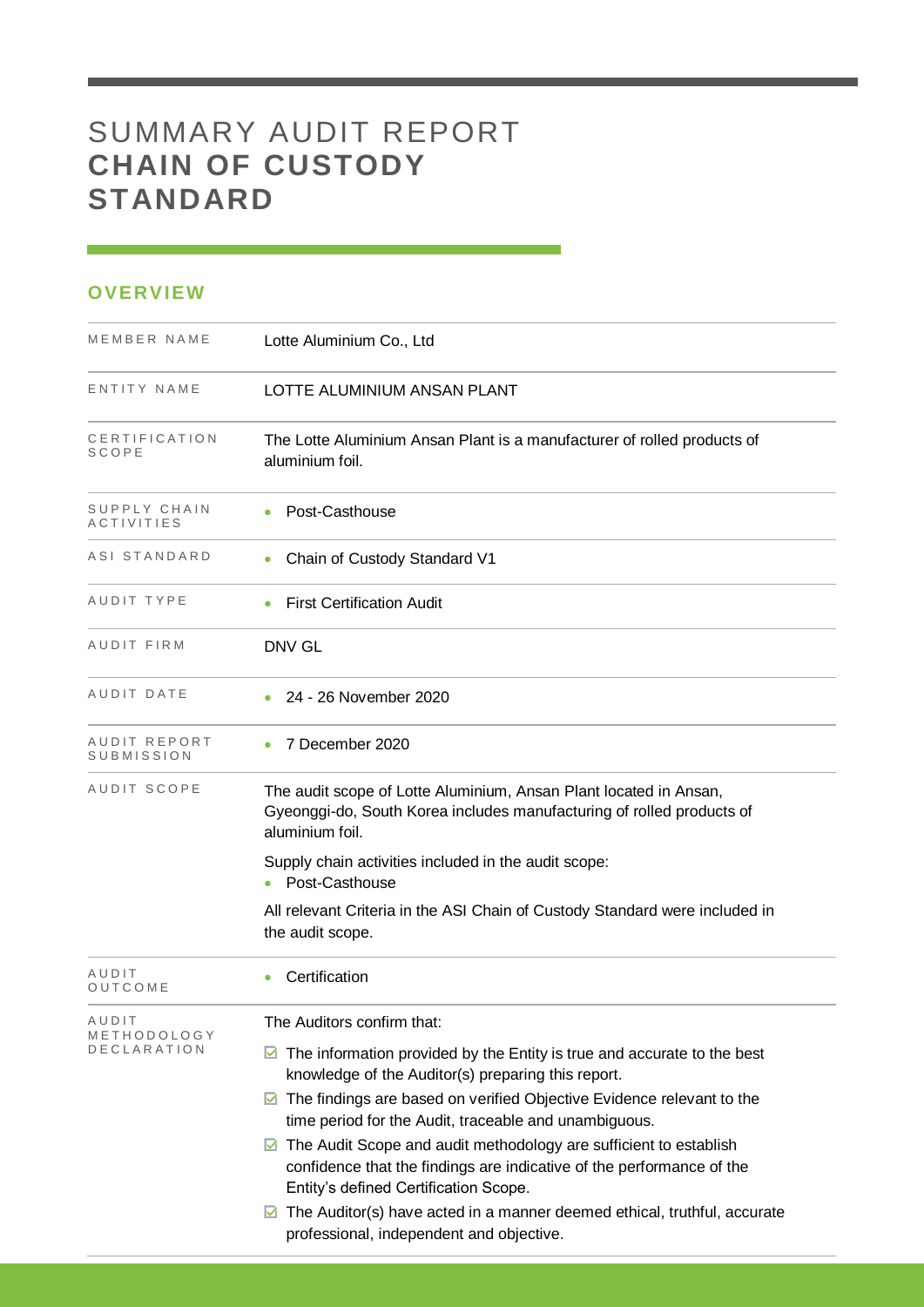# SUMMARY AUDIT REPORT **CHAIN OF CUSTODY STANDARD**

## OVERVIEW

| | |
|---|---|
| MEMBER NAME | Lotte Aluminium Co., Ltd |
| ENTITY NAME | LOTTE ALUMINIUM ANSAN PLANT |
| CERTIFICATION SCOPE | The Lotte Aluminium Ansan Plant is a manufacturer of rolled products of aluminium foil. |
| SUPPLY CHAIN ACTIVITIES | • Post-Casthouse |
| ASI STANDARD | • Chain of Custody Standard V1 |
| AUDIT TYPE | • First Certification Audit |
| AUDIT FIRM | DNV GL |
| AUDIT DATE | • 24 - 26 November 2020 |
| AUDIT REPORT SUBMISSION | • 7 December 2020 |
| AUDIT SCOPE | The audit scope of Lotte Aluminium, Ansan Plant located in Ansan, Gyeonggi-do, South Korea includes manufacturing of rolled products of aluminium foil.<br><br>Supply chain activities included in the audit scope:<br>• Post-Casthouse<br><br>All relevant Criteria in the ASI Chain of Custody Standard were included in the audit scope. |
| AUDIT OUTCOME | • Certification |
| AUDIT METHODOLOGY DECLARATION | The Auditors confirm that:<br><br>☑ The information provided by the Entity is true and accurate to the best knowledge of the Auditor(s) preparing this report.<br>☑ The findings are based on verified Objective Evidence relevant to the time period for the Audit, traceable and unambiguous.<br>☑ The Audit Scope and audit methodology are sufficient to establish confidence that the findings are indicative of the performance of the Entity's defined Certification Scope.<br>☑ The Auditor(s) have acted in a manner deemed ethical, truthful, accurate professional, independent and objective. |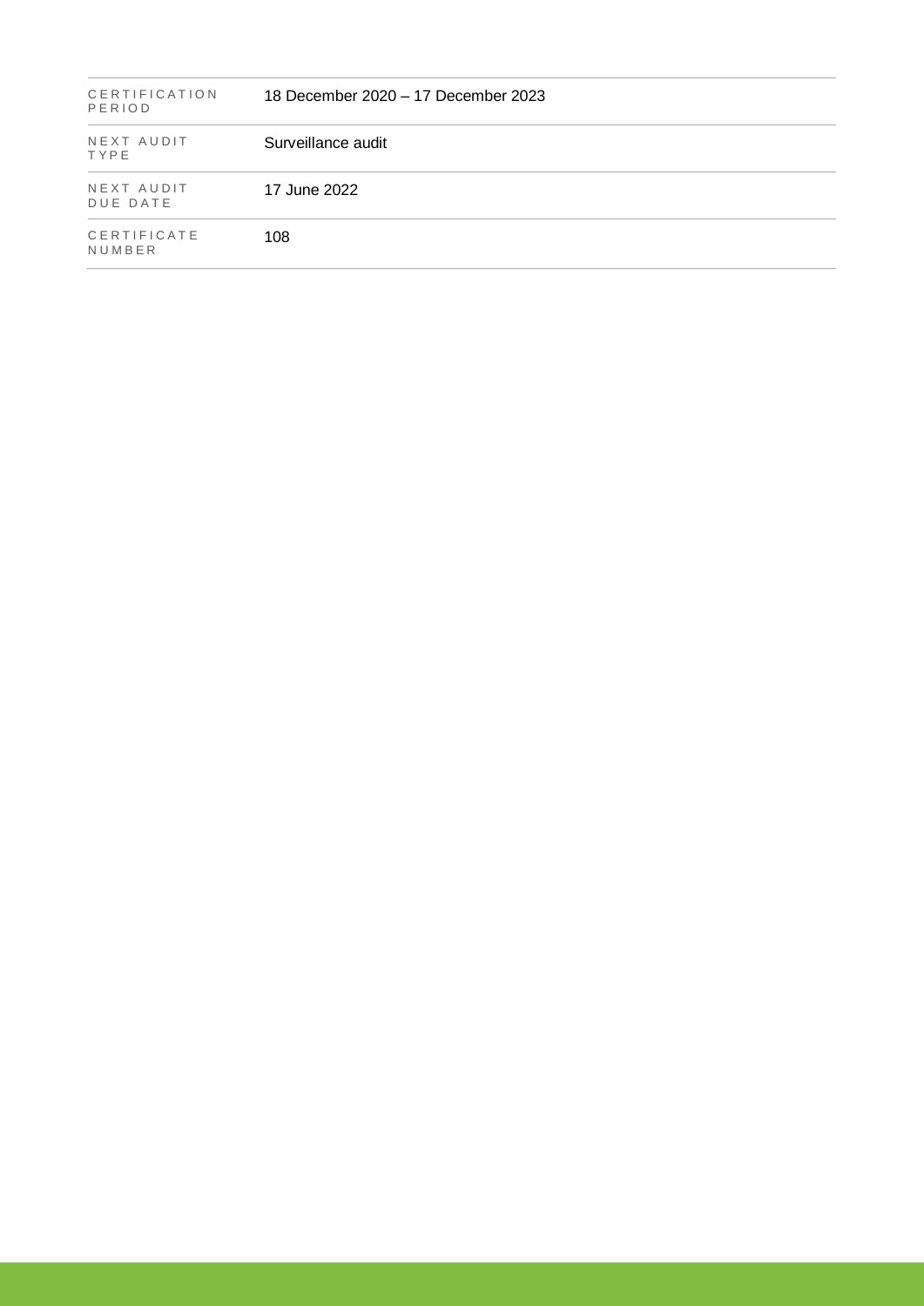| | |
|---|---|
| CERTIFICATION PERIOD | 18 December 2020 – 17 December 2023 |
| NEXT AUDIT TYPE | Surveillance audit |
| NEXT AUDIT DUE DATE | 17 June 2022 |
| CERTIFICATE NUMBER | 108 |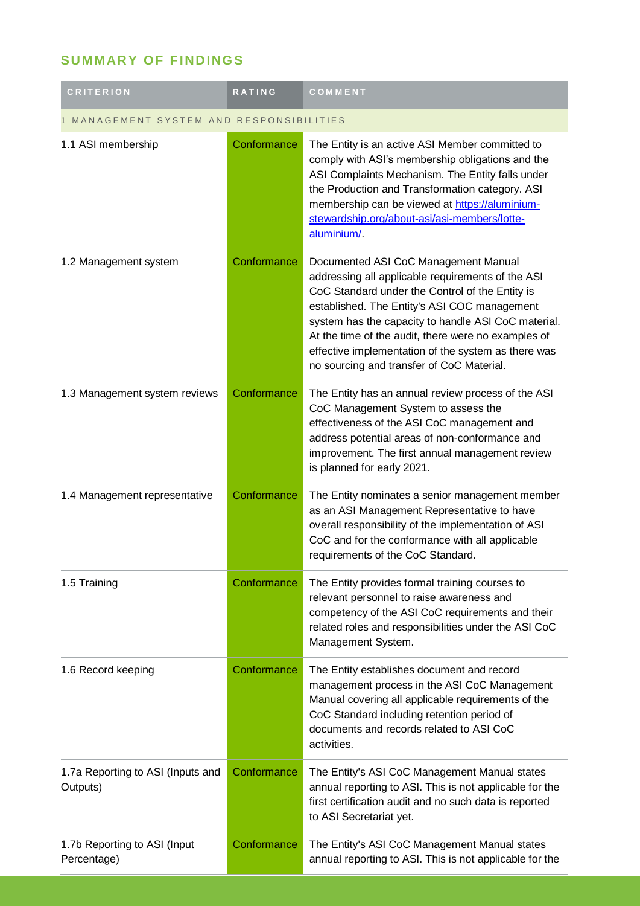## SUMMARY OF FINDINGS

| CRITERION | RATING | COMMENT |
|---|---|---|
| 1 MANAGEMENT SYSTEM AND RESPONSIBILITIES | | |
| 1.1 ASI membership | Conformance | The Entity is an active ASI Member committed to comply with ASI's membership obligations and the ASI Complaints Mechanism. The Entity falls under the Production and Transformation category. ASI membership can be viewed at [https://aluminium-stewardship.org/about-asi/asi-members/lotte-aluminium/](https://aluminium-stewardship.org/about-asi/asi-members/lotte-aluminium/). |
| 1.2 Management system | Conformance | Documented ASI CoC Management Manual addressing all applicable requirements of the ASI CoC Standard under the Control of the Entity is established. The Entity's ASI COC management system has the capacity to handle ASI CoC material. At the time of the audit, there were no examples of effective implementation of the system as there was no sourcing and transfer of CoC Material. |
| 1.3 Management system reviews | Conformance | The Entity has an annual review process of the ASI CoC Management System to assess the effectiveness of the ASI CoC management and address potential areas of non-conformance and improvement. The first annual management review is planned for early 2021. |
| 1.4 Management representative | Conformance | The Entity nominates a senior management member as an ASI Management Representative to have overall responsibility of the implementation of ASI CoC and for the conformance with all applicable requirements of the CoC Standard. |
| 1.5 Training | Conformance | The Entity provides formal training courses to relevant personnel to raise awareness and competency of the ASI CoC requirements and their related roles and responsibilities under the ASI CoC Management System. |
| 1.6 Record keeping | Conformance | The Entity establishes document and record management process in the ASI CoC Management Manual covering all applicable requirements of the CoC Standard including retention period of documents and records related to ASI CoC activities. |
| 1.7a Reporting to ASI (Inputs and Outputs) | Conformance | The Entity's ASI CoC Management Manual states annual reporting to ASI. This is not applicable for the first certification audit and no such data is reported to ASI Secretariat yet. |
| 1.7b Reporting to ASI (Input Percentage) | Conformance | The Entity's ASI CoC Management Manual states annual reporting to ASI. This is not applicable for the |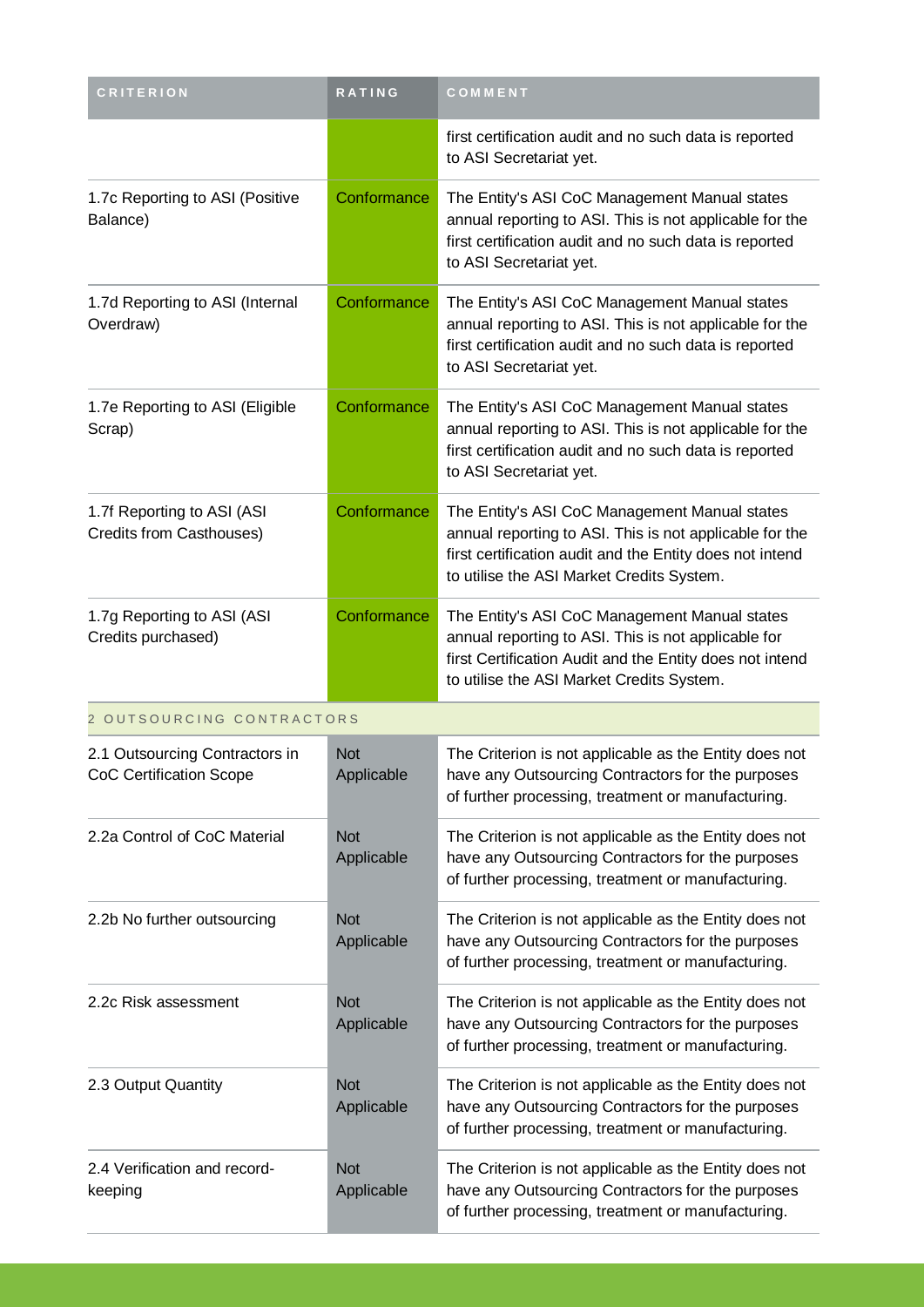| CRITERION | RATING | COMMENT |
|---|---|---|
| | | first certification audit and no such data is reported to ASI Secretariat yet. |
| 1.7c Reporting to ASI (Positive Balance) | Conformance | The Entity's ASI CoC Management Manual states annual reporting to ASI. This is not applicable for the first certification audit and no such data is reported to ASI Secretariat yet. |
| 1.7d Reporting to ASI (Internal Overdraw) | Conformance | The Entity's ASI CoC Management Manual states annual reporting to ASI. This is not applicable for the first certification audit and no such data is reported to ASI Secretariat yet. |
| 1.7e Reporting to ASI (Eligible Scrap) | Conformance | The Entity's ASI CoC Management Manual states annual reporting to ASI. This is not applicable for the first certification audit and no such data is reported to ASI Secretariat yet. |
| 1.7f Reporting to ASI (ASI Credits from Casthouses) | Conformance | The Entity's ASI CoC Management Manual states annual reporting to ASI. This is not applicable for the first certification audit and the Entity does not intend to utilise the ASI Market Credits System. |
| 1.7g Reporting to ASI (ASI Credits purchased) | Conformance | The Entity's ASI CoC Management Manual states annual reporting to ASI. This is not applicable for first Certification Audit and the Entity does not intend to utilise the ASI Market Credits System. |
| 2 OUTSOURCING CONTRACTORS | | |
| 2.1 Outsourcing Contractors in CoC Certification Scope | Not Applicable | The Criterion is not applicable as the Entity does not have any Outsourcing Contractors for the purposes of further processing, treatment or manufacturing. |
| 2.2a Control of CoC Material | Not Applicable | The Criterion is not applicable as the Entity does not have any Outsourcing Contractors for the purposes of further processing, treatment or manufacturing. |
| 2.2b No further outsourcing | Not Applicable | The Criterion is not applicable as the Entity does not have any Outsourcing Contractors for the purposes of further processing, treatment or manufacturing. |
| 2.2c Risk assessment | Not Applicable | The Criterion is not applicable as the Entity does not have any Outsourcing Contractors for the purposes of further processing, treatment or manufacturing. |
| 2.3 Output Quantity | Not Applicable | The Criterion is not applicable as the Entity does not have any Outsourcing Contractors for the purposes of further processing, treatment or manufacturing. |
| 2.4 Verification and record-keeping | Not Applicable | The Criterion is not applicable as the Entity does not have any Outsourcing Contractors for the purposes of further processing, treatment or manufacturing. |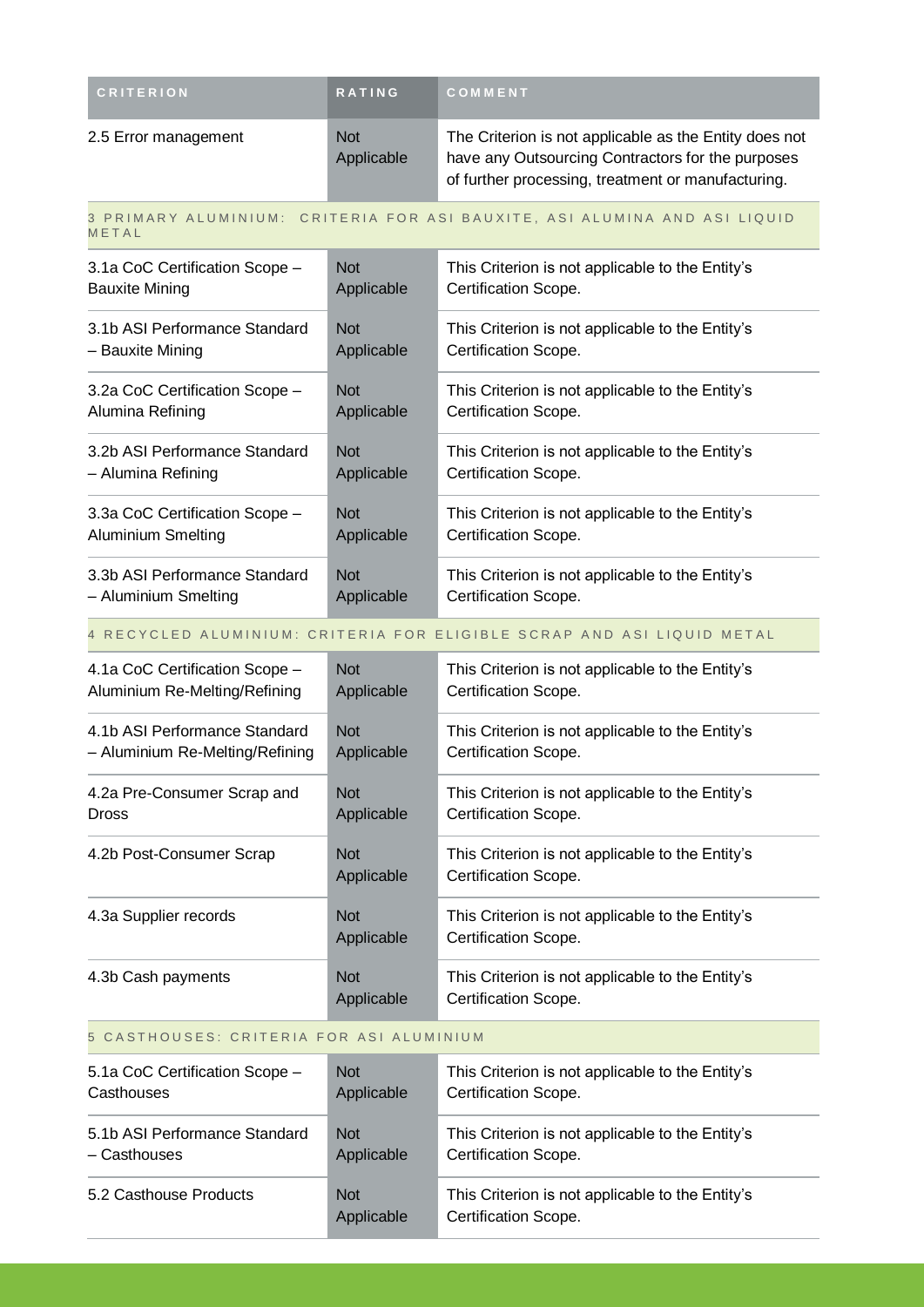| CRITERION | RATING | COMMENT |
|---|---|---|
| 2.5 Error management | Not Applicable | The Criterion is not applicable as the Entity does not have any Outsourcing Contractors for the purposes of further processing, treatment or manufacturing. |
| 3 PRIMARY ALUMINIUM: CRITERIA FOR ASI BAUXITE, ASI ALUMINA AND ASI LIQUID METAL | | |
| 3.1a CoC Certification Scope – Bauxite Mining | Not Applicable | This Criterion is not applicable to the Entity's Certification Scope. |
| 3.1b ASI Performance Standard – Bauxite Mining | Not Applicable | This Criterion is not applicable to the Entity's Certification Scope. |
| 3.2a CoC Certification Scope – Alumina Refining | Not Applicable | This Criterion is not applicable to the Entity's Certification Scope. |
| 3.2b ASI Performance Standard – Alumina Refining | Not Applicable | This Criterion is not applicable to the Entity's Certification Scope. |
| 3.3a CoC Certification Scope – Aluminium Smelting | Not Applicable | This Criterion is not applicable to the Entity's Certification Scope. |
| 3.3b ASI Performance Standard – Aluminium Smelting | Not Applicable | This Criterion is not applicable to the Entity's Certification Scope. |
| 4 RECYCLED ALUMINIUM: CRITERIA FOR ELIGIBLE SCRAP AND ASI LIQUID METAL | | |
| 4.1a CoC Certification Scope – Aluminium Re-Melting/Refining | Not Applicable | This Criterion is not applicable to the Entity's Certification Scope. |
| 4.1b ASI Performance Standard – Aluminium Re-Melting/Refining | Not Applicable | This Criterion is not applicable to the Entity's Certification Scope. |
| 4.2a Pre-Consumer Scrap and Dross | Not Applicable | This Criterion is not applicable to the Entity's Certification Scope. |
| 4.2b Post-Consumer Scrap | Not Applicable | This Criterion is not applicable to the Entity's Certification Scope. |
| 4.3a Supplier records | Not Applicable | This Criterion is not applicable to the Entity's Certification Scope. |
| 4.3b Cash payments | Not Applicable | This Criterion is not applicable to the Entity's Certification Scope. |
| 5 CASTHOUSES: CRITERIA FOR ASI ALUMINIUM | | |
| 5.1a CoC Certification Scope – Casthouses | Not Applicable | This Criterion is not applicable to the Entity's Certification Scope. |
| 5.1b ASI Performance Standard – Casthouses | Not Applicable | This Criterion is not applicable to the Entity's Certification Scope. |
| 5.2 Casthouse Products | Not Applicable | This Criterion is not applicable to the Entity's Certification Scope. |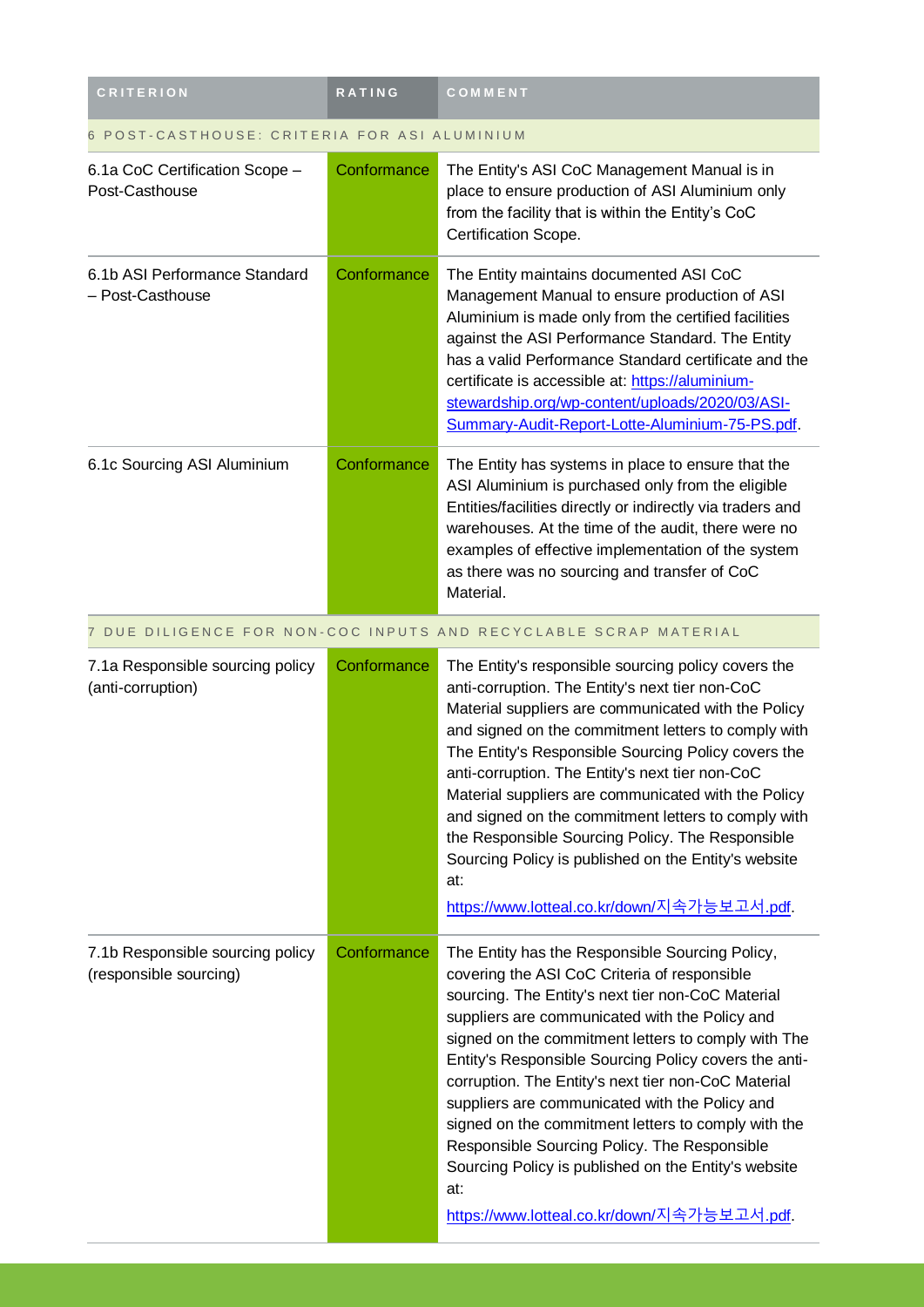| CRITERION | RATING | COMMENT |
|---|---|---|
| 6 POST-CASTHOUSE: CRITERIA FOR ASI ALUMINIUM | | |
| 6.1a CoC Certification Scope – Post-Casthouse | Conformance | The Entity's ASI CoC Management Manual is in place to ensure production of ASI Aluminium only from the facility that is within the Entity's CoC Certification Scope. |
| 6.1b ASI Performance Standard – Post-Casthouse | Conformance | The Entity maintains documented ASI CoC Management Manual to ensure production of ASI Aluminium is made only from the certified facilities against the ASI Performance Standard. The Entity has a valid Performance Standard certificate and the certificate is accessible at: https://aluminium-stewardship.org/wp-content/uploads/2020/03/ASI-Summary-Audit-Report-Lotte-Aluminium-75-PS.pdf. |
| 6.1c Sourcing ASI Aluminium | Conformance | The Entity has systems in place to ensure that the ASI Aluminium is purchased only from the eligible Entities/facilities directly or indirectly via traders and warehouses. At the time of the audit, there were no examples of effective implementation of the system as there was no sourcing and transfer of CoC Material. |
| 7 DUE DILIGENCE FOR NON-COC INPUTS AND RECYCLABLE SCRAP MATERIAL | | |
| 7.1a Responsible sourcing policy (anti-corruption) | Conformance | The Entity's responsible sourcing policy covers the anti-corruption. The Entity's next tier non-CoC Material suppliers are communicated with the Policy and signed on the commitment letters to comply with The Entity's Responsible Sourcing Policy covers the anti-corruption. The Entity's next tier non-CoC Material suppliers are communicated with the Policy and signed on the commitment letters to comply with the Responsible Sourcing Policy. The Responsible Sourcing Policy is published on the Entity's website at: https://www.lotteal.co.kr/down/지속가능보고서.pdf. |
| 7.1b Responsible sourcing policy (responsible sourcing) | Conformance | The Entity has the Responsible Sourcing Policy, covering the ASI CoC Criteria of responsible sourcing. The Entity's next tier non-CoC Material suppliers are communicated with the Policy and signed on the commitment letters to comply with The Entity's Responsible Sourcing Policy covers the anti-corruption. The Entity's next tier non-CoC Material suppliers are communicated with the Policy and signed on the commitment letters to comply with the Responsible Sourcing Policy. The Responsible Sourcing Policy is published on the Entity's website at: https://www.lotteal.co.kr/down/지속가능보고서.pdf. |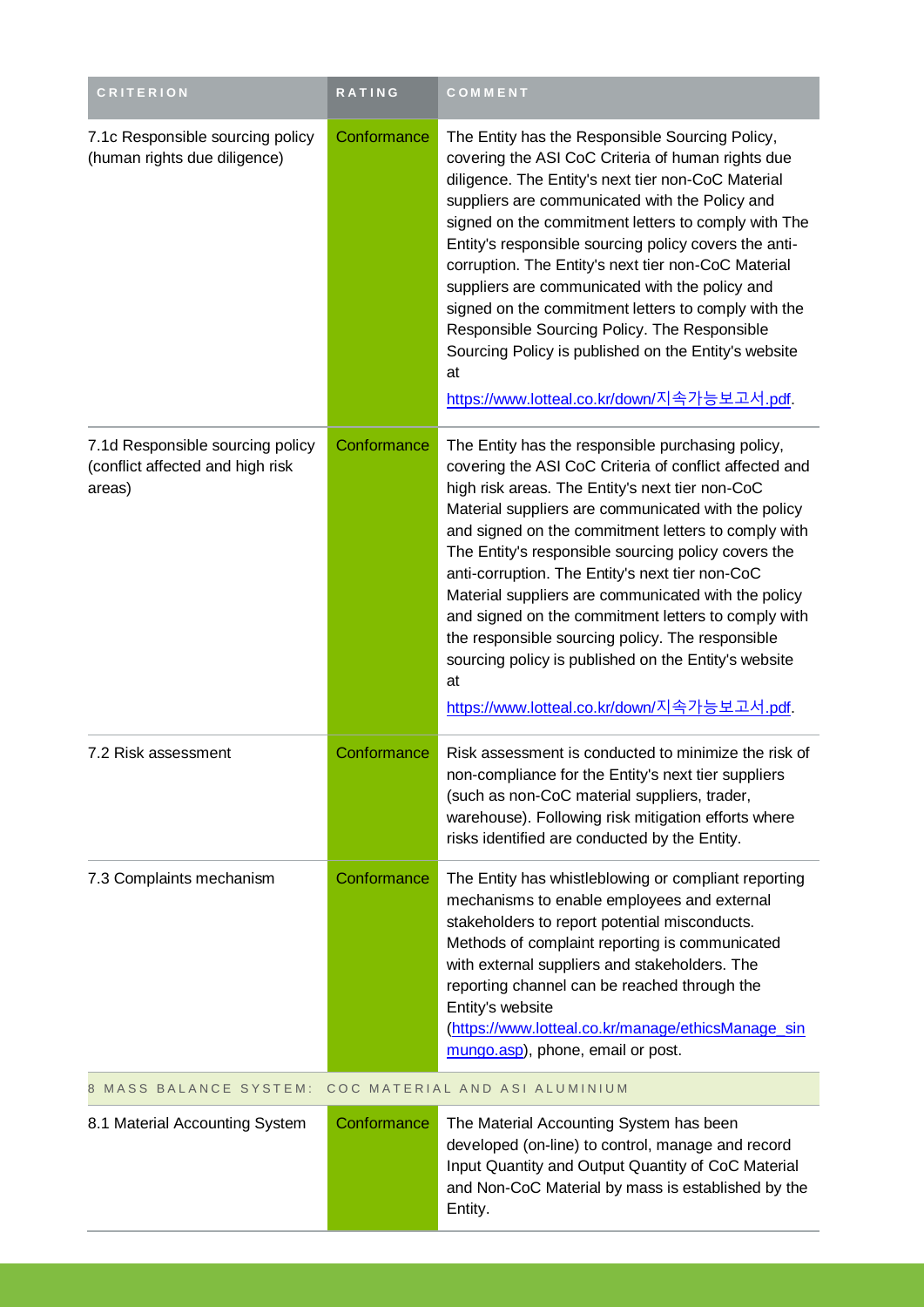| CRITERION | RATING | COMMENT |
| --- | --- | --- |
| 7.1c Responsible sourcing policy (human rights due diligence) | Conformance | The Entity has the Responsible Sourcing Policy, covering the ASI CoC Criteria of human rights due diligence. The Entity's next tier non-CoC Material suppliers are communicated with the Policy and signed on the commitment letters to comply with The Entity's responsible sourcing policy covers the anti-corruption. The Entity's next tier non-CoC Material suppliers are communicated with the policy and signed on the commitment letters to comply with the Responsible Sourcing Policy. The Responsible Sourcing Policy is published on the Entity's website at https://www.lotteal.co.kr/down/지속가능보고서.pdf. |
| 7.1d Responsible sourcing policy (conflict affected and high risk areas) | Conformance | The Entity has the responsible purchasing policy, covering the ASI CoC Criteria of conflict affected and high risk areas. The Entity's next tier non-CoC Material suppliers are communicated with the policy and signed on the commitment letters to comply with The Entity's responsible sourcing policy covers the anti-corruption. The Entity's next tier non-CoC Material suppliers are communicated with the policy and signed on the commitment letters to comply with the responsible sourcing policy. The responsible sourcing policy is published on the Entity's website at https://www.lotteal.co.kr/down/지속가능보고서.pdf. |
| 7.2 Risk assessment | Conformance | Risk assessment is conducted to minimize the risk of non-compliance for the Entity's next tier suppliers (such as non-CoC material suppliers, trader, warehouse). Following risk mitigation efforts where risks identified are conducted by the Entity. |
| 7.3 Complaints mechanism | Conformance | The Entity has whistleblowing or compliant reporting mechanisms to enable employees and external stakeholders to report potential misconducts. Methods of complaint reporting is communicated with external suppliers and stakeholders. The reporting channel can be reached through the Entity's website (https://www.lotteal.co.kr/manage/ethicsManage_sinmungo.asp), phone, email or post. |
| 8 MASS BALANCE SYSTEM: COC MATERIAL AND ASI ALUMINIUM | | |
| 8.1 Material Accounting System | Conformance | The Material Accounting System has been developed (on-line) to control, manage and record Input Quantity and Output Quantity of CoC Material and Non-CoC Material by mass is established by the Entity. |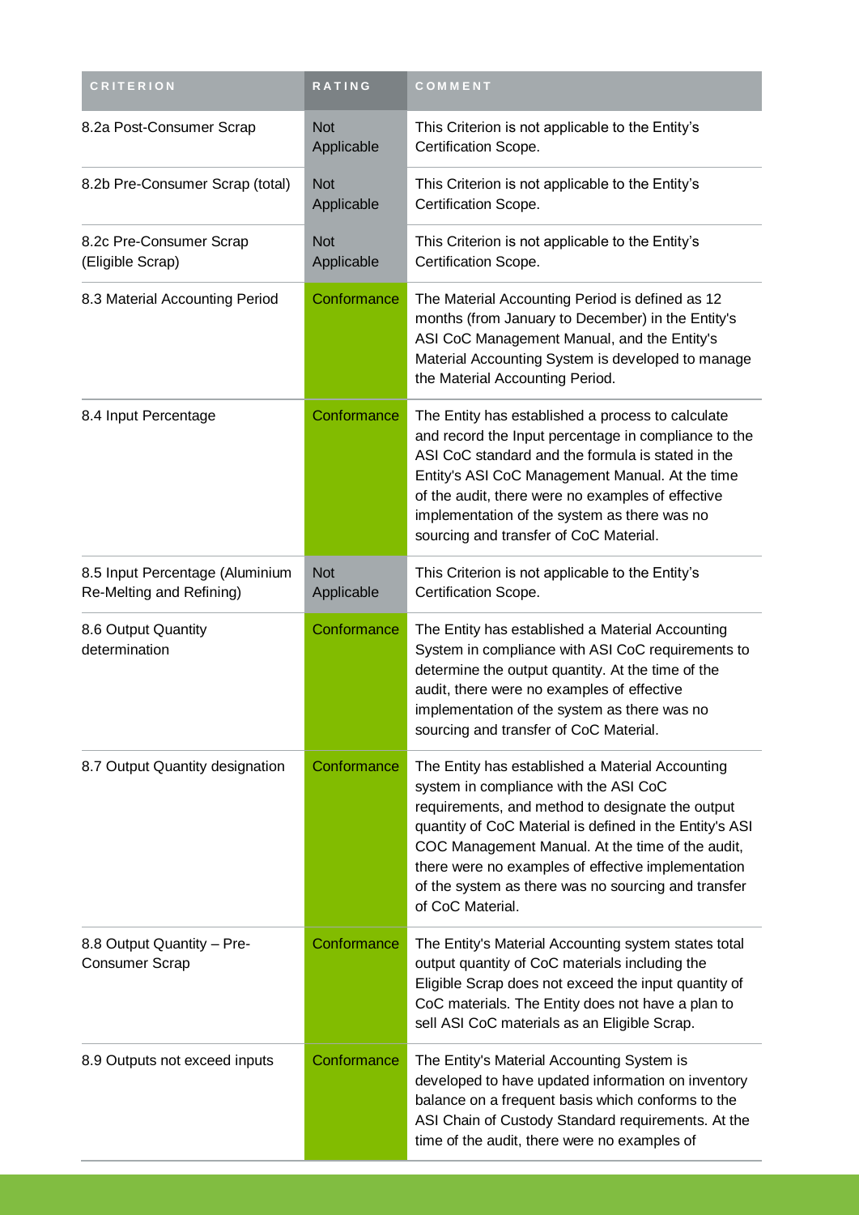| CRITERION | RATING | COMMENT |
| --- | --- | --- |
| 8.2a Post-Consumer Scrap | Not Applicable | This Criterion is not applicable to the Entity's Certification Scope. |
| 8.2b Pre-Consumer Scrap (total) | Not Applicable | This Criterion is not applicable to the Entity's Certification Scope. |
| 8.2c Pre-Consumer Scrap (Eligible Scrap) | Not Applicable | This Criterion is not applicable to the Entity's Certification Scope. |
| 8.3 Material Accounting Period | Conformance | The Material Accounting Period is defined as 12 months (from January to December) in the Entity's ASI CoC Management Manual, and the Entity's Material Accounting System is developed to manage the Material Accounting Period. |
| 8.4 Input Percentage | Conformance | The Entity has established a process to calculate and record the Input percentage in compliance to the ASI CoC standard and the formula is stated in the Entity's ASI CoC Management Manual. At the time of the audit, there were no examples of effective implementation of the system as there was no sourcing and transfer of CoC Material. |
| 8.5 Input Percentage (Aluminium Re-Melting and Refining) | Not Applicable | This Criterion is not applicable to the Entity's Certification Scope. |
| 8.6 Output Quantity determination | Conformance | The Entity has established a Material Accounting System in compliance with ASI CoC requirements to determine the output quantity. At the time of the audit, there were no examples of effective implementation of the system as there was no sourcing and transfer of CoC Material. |
| 8.7 Output Quantity designation | Conformance | The Entity has established a Material Accounting system in compliance with the ASI CoC requirements, and method to designate the output quantity of CoC Material is defined in the Entity's ASI COC Management Manual. At the time of the audit, there were no examples of effective implementation of the system as there was no sourcing and transfer of CoC Material. |
| 8.8 Output Quantity – Pre-Consumer Scrap | Conformance | The Entity's Material Accounting system states total output quantity of CoC materials including the Eligible Scrap does not exceed the input quantity of CoC materials. The Entity does not have a plan to sell ASI CoC materials as an Eligible Scrap. |
| 8.9 Outputs not exceed inputs | Conformance | The Entity's Material Accounting System is developed to have updated information on inventory balance on a frequent basis which conforms to the ASI Chain of Custody Standard requirements. At the time of the audit, there were no examples of |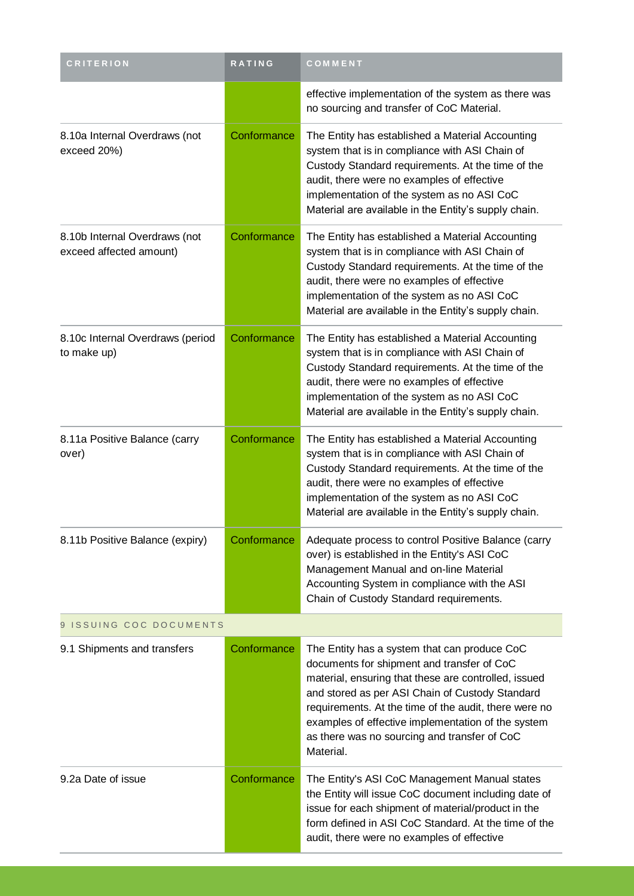| CRITERION | RATING | COMMENT |
|---|---|---|
| | | effective implementation of the system as there was no sourcing and transfer of CoC Material. |
| 8.10a Internal Overdraws (not exceed 20%) | Conformance | The Entity has established a Material Accounting system that is in compliance with ASI Chain of Custody Standard requirements. At the time of the audit, there were no examples of effective implementation of the system as no ASI CoC Material are available in the Entity's supply chain. |
| 8.10b Internal Overdraws (not exceed affected amount) | Conformance | The Entity has established a Material Accounting system that is in compliance with ASI Chain of Custody Standard requirements. At the time of the audit, there were no examples of effective implementation of the system as no ASI CoC Material are available in the Entity's supply chain. |
| 8.10c Internal Overdraws (period to make up) | Conformance | The Entity has established a Material Accounting system that is in compliance with ASI Chain of Custody Standard requirements. At the time of the audit, there were no examples of effective implementation of the system as no ASI CoC Material are available in the Entity's supply chain. |
| 8.11a Positive Balance (carry over) | Conformance | The Entity has established a Material Accounting system that is in compliance with ASI Chain of Custody Standard requirements. At the time of the audit, there were no examples of effective implementation of the system as no ASI CoC Material are available in the Entity's supply chain. |
| 8.11b Positive Balance (expiry) | Conformance | Adequate process to control Positive Balance (carry over) is established in the Entity's ASI CoC Management Manual and on-line Material Accounting System in compliance with the ASI Chain of Custody Standard requirements. |
| 9 ISSUING COC DOCUMENTS | | |
| 9.1 Shipments and transfers | Conformance | The Entity has a system that can produce CoC documents for shipment and transfer of CoC material, ensuring that these are controlled, issued and stored as per ASI Chain of Custody Standard requirements. At the time of the audit, there were no examples of effective implementation of the system as there was no sourcing and transfer of CoC Material. |
| 9.2a Date of issue | Conformance | The Entity's ASI CoC Management Manual states the Entity will issue CoC document including date of issue for each shipment of material/product in the form defined in ASI CoC Standard. At the time of the audit, there were no examples of effective |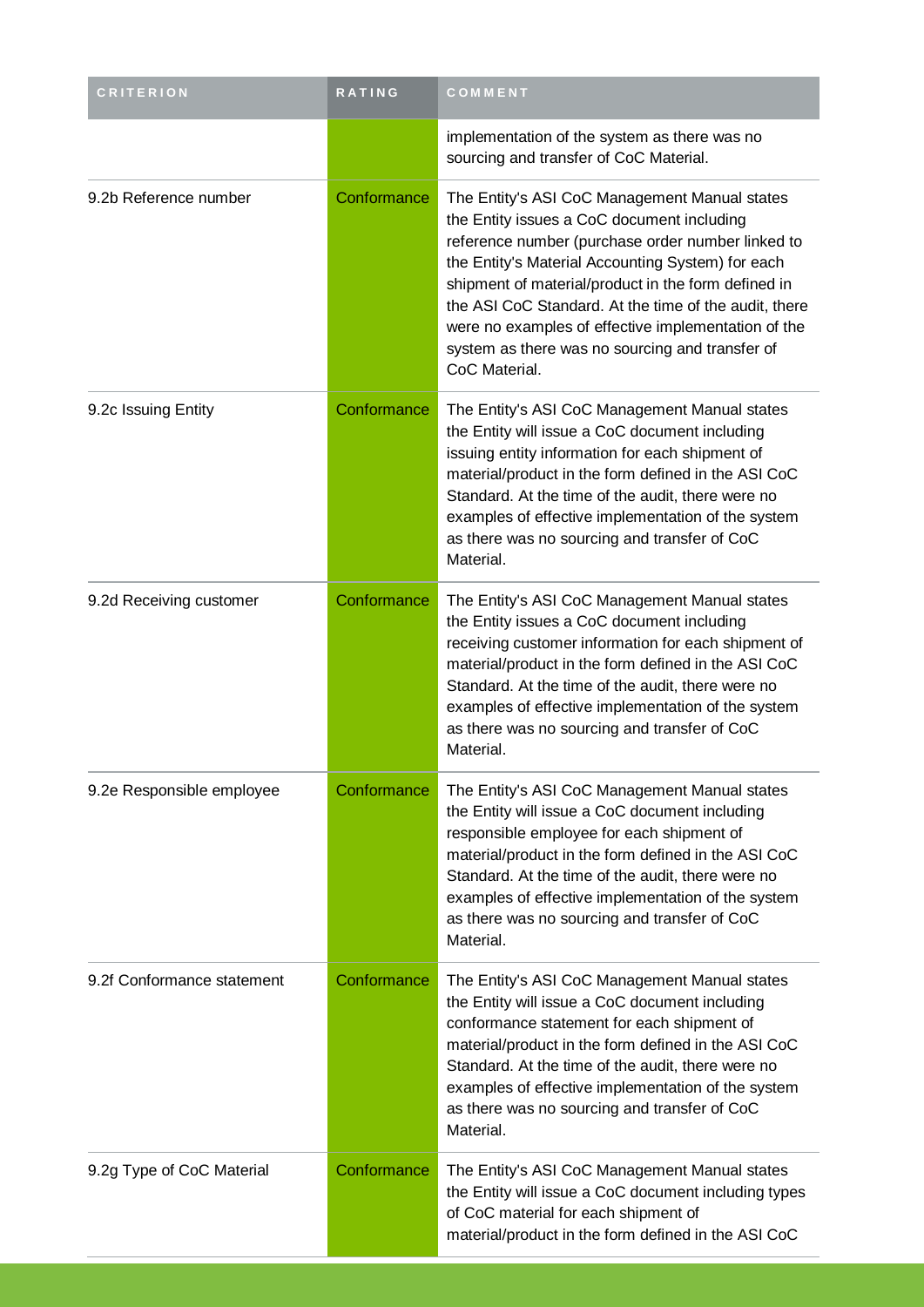| CRITERION | RATING | COMMENT |
| --- | --- | --- |
| | | implementation of the system as there was no sourcing and transfer of CoC Material. |
| 9.2b Reference number | Conformance | The Entity's ASI CoC Management Manual states the Entity issues a CoC document including reference number (purchase order number linked to the Entity's Material Accounting System) for each shipment of material/product in the form defined in the ASI CoC Standard. At the time of the audit, there were no examples of effective implementation of the system as there was no sourcing and transfer of CoC Material. |
| 9.2c Issuing Entity | Conformance | The Entity's ASI CoC Management Manual states the Entity will issue a CoC document including issuing entity information for each shipment of material/product in the form defined in the ASI CoC Standard. At the time of the audit, there were no examples of effective implementation of the system as there was no sourcing and transfer of CoC Material. |
| 9.2d Receiving customer | Conformance | The Entity's ASI CoC Management Manual states the Entity issues a CoC document including receiving customer information for each shipment of material/product in the form defined in the ASI CoC Standard. At the time of the audit, there were no examples of effective implementation of the system as there was no sourcing and transfer of CoC Material. |
| 9.2e Responsible employee | Conformance | The Entity's ASI CoC Management Manual states the Entity will issue a CoC document including responsible employee for each shipment of material/product in the form defined in the ASI CoC Standard. At the time of the audit, there were no examples of effective implementation of the system as there was no sourcing and transfer of CoC Material. |
| 9.2f Conformance statement | Conformance | The Entity's ASI CoC Management Manual states the Entity will issue a CoC document including conformance statement for each shipment of material/product in the form defined in the ASI CoC Standard. At the time of the audit, there were no examples of effective implementation of the system as there was no sourcing and transfer of CoC Material. |
| 9.2g Type of CoC Material | Conformance | The Entity's ASI CoC Management Manual states the Entity will issue a CoC document including types of CoC material for each shipment of material/product in the form defined in the ASI CoC |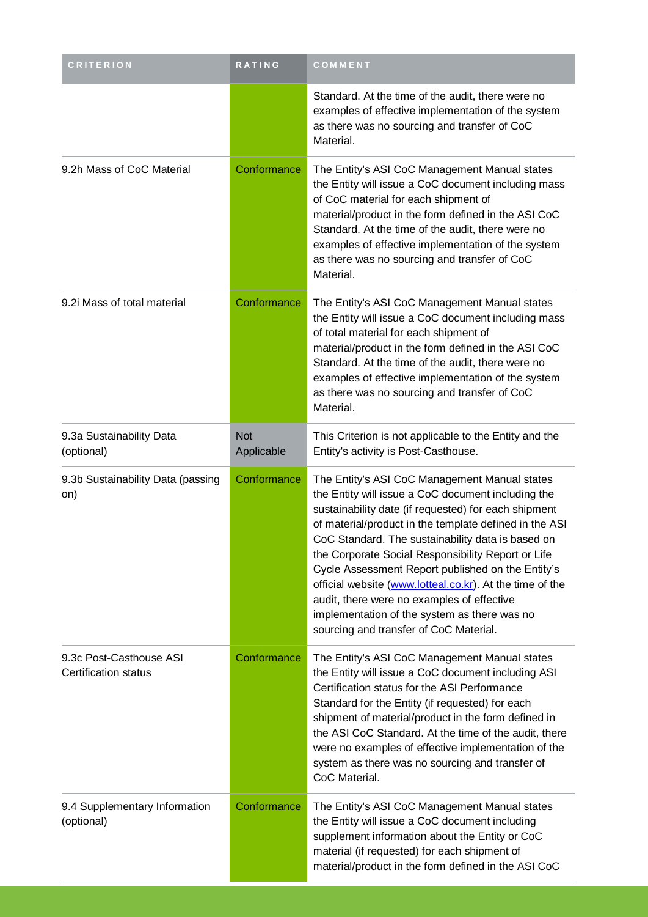| CRITERION | RATING | COMMENT |
|---|---|---|
| | | Standard. At the time of the audit, there were no examples of effective implementation of the system as there was no sourcing and transfer of CoC Material. |
| 9.2h Mass of CoC Material | Conformance | The Entity's ASI CoC Management Manual states the Entity will issue a CoC document including mass of CoC material for each shipment of material/product in the form defined in the ASI CoC Standard. At the time of the audit, there were no examples of effective implementation of the system as there was no sourcing and transfer of CoC Material. |
| 9.2i Mass of total material | Conformance | The Entity's ASI CoC Management Manual states the Entity will issue a CoC document including mass of total material for each shipment of material/product in the form defined in the ASI CoC Standard. At the time of the audit, there were no examples of effective implementation of the system as there was no sourcing and transfer of CoC Material. |
| 9.3a Sustainability Data (optional) | Not Applicable | This Criterion is not applicable to the Entity and the Entity's activity is Post-Casthouse. |
| 9.3b Sustainability Data (passing on) | Conformance | The Entity's ASI CoC Management Manual states the Entity will issue a CoC document including the sustainability date (if requested) for each shipment of material/product in the template defined in the ASI CoC Standard. The sustainability data is based on the Corporate Social Responsibility Report or Life Cycle Assessment Report published on the Entity's official website (www.lotteal.co.kr). At the time of the audit, there were no examples of effective implementation of the system as there was no sourcing and transfer of CoC Material. |
| 9.3c Post-Casthouse ASI Certification status | Conformance | The Entity's ASI CoC Management Manual states the Entity will issue a CoC document including ASI Certification status for the ASI Performance Standard for the Entity (if requested) for each shipment of material/product in the form defined in the ASI CoC Standard. At the time of the audit, there were no examples of effective implementation of the system as there was no sourcing and transfer of CoC Material. |
| 9.4 Supplementary Information (optional) | Conformance | The Entity's ASI CoC Management Manual states the Entity will issue a CoC document including supplement information about the Entity or CoC material (if requested) for each shipment of material/product in the form defined in the ASI CoC |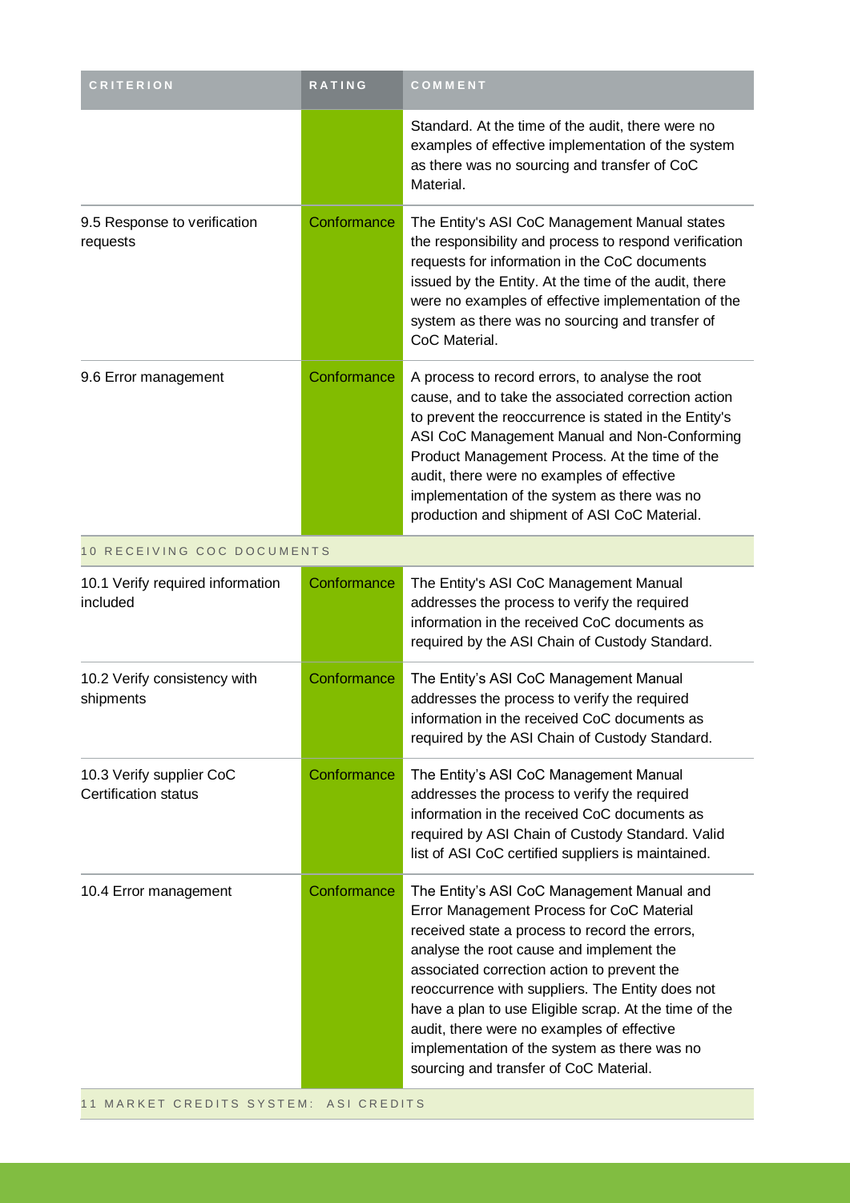| CRITERION | RATING | COMMENT |
| --- | --- | --- |
| | | Standard. At the time of the audit, there were no examples of effective implementation of the system as there was no sourcing and transfer of CoC Material. |
| 9.5 Response to verification requests | Conformance | The Entity's ASI CoC Management Manual states the responsibility and process to respond verification requests for information in the CoC documents issued by the Entity. At the time of the audit, there were no examples of effective implementation of the system as there was no sourcing and transfer of CoC Material. |
| 9.6 Error management | Conformance | A process to record errors, to analyse the root cause, and to take the associated correction action to prevent the reoccurrence is stated in the Entity's ASI CoC Management Manual and Non-Conforming Product Management Process. At the time of the audit, there were no examples of effective implementation of the system as there was no production and shipment of ASI CoC Material. |
| **10 RECEIVING COC DOCUMENTS** | | |
| 10.1 Verify required information included | Conformance | The Entity's ASI CoC Management Manual addresses the process to verify the required information in the received CoC documents as required by the ASI Chain of Custody Standard. |
| 10.2 Verify consistency with shipments | Conformance | The Entity's ASI CoC Management Manual addresses the process to verify the required information in the received CoC documents as required by the ASI Chain of Custody Standard. |
| 10.3 Verify supplier CoC Certification status | Conformance | The Entity's ASI CoC Management Manual addresses the process to verify the required information in the received CoC documents as required by ASI Chain of Custody Standard. Valid list of ASI CoC certified suppliers is maintained. |
| 10.4 Error management | Conformance | The Entity's ASI CoC Management Manual and Error Management Process for CoC Material received state a process to record the errors, analyse the root cause and implement the associated correction action to prevent the reoccurrence with suppliers. The Entity does not have a plan to use Eligible scrap. At the time of the audit, there were no examples of effective implementation of the system as there was no sourcing and transfer of CoC Material. |
| **11 MARKET CREDITS SYSTEM: ASI CREDITS** | | |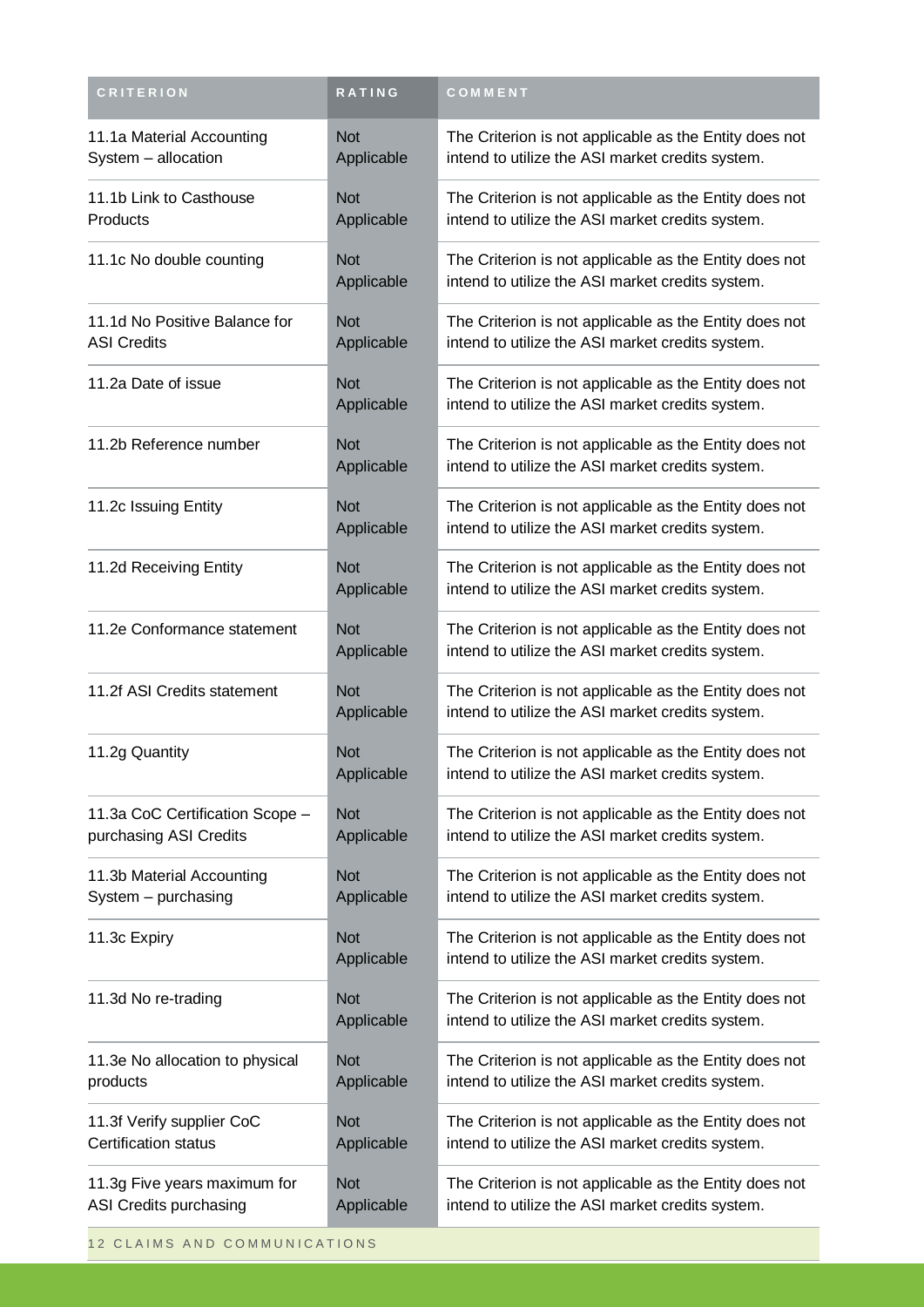| CRITERION | RATING | COMMENT |
|---|---|---|
| 11.1a Material Accounting System – allocation | Not Applicable | The Criterion is not applicable as the Entity does not intend to utilize the ASI market credits system. |
| 11.1b Link to Casthouse Products | Not Applicable | The Criterion is not applicable as the Entity does not intend to utilize the ASI market credits system. |
| 11.1c No double counting | Not Applicable | The Criterion is not applicable as the Entity does not intend to utilize the ASI market credits system. |
| 11.1d No Positive Balance for ASI Credits | Not Applicable | The Criterion is not applicable as the Entity does not intend to utilize the ASI market credits system. |
| 11.2a Date of issue | Not Applicable | The Criterion is not applicable as the Entity does not intend to utilize the ASI market credits system. |
| 11.2b Reference number | Not Applicable | The Criterion is not applicable as the Entity does not intend to utilize the ASI market credits system. |
| 11.2c Issuing Entity | Not Applicable | The Criterion is not applicable as the Entity does not intend to utilize the ASI market credits system. |
| 11.2d Receiving Entity | Not Applicable | The Criterion is not applicable as the Entity does not intend to utilize the ASI market credits system. |
| 11.2e Conformance statement | Not Applicable | The Criterion is not applicable as the Entity does not intend to utilize the ASI market credits system. |
| 11.2f ASI Credits statement | Not Applicable | The Criterion is not applicable as the Entity does not intend to utilize the ASI market credits system. |
| 11.2g Quantity | Not Applicable | The Criterion is not applicable as the Entity does not intend to utilize the ASI market credits system. |
| 11.3a CoC Certification Scope – purchasing ASI Credits | Not Applicable | The Criterion is not applicable as the Entity does not intend to utilize the ASI market credits system. |
| 11.3b Material Accounting System – purchasing | Not Applicable | The Criterion is not applicable as the Entity does not intend to utilize the ASI market credits system. |
| 11.3c Expiry | Not Applicable | The Criterion is not applicable as the Entity does not intend to utilize the ASI market credits system. |
| 11.3d No re-trading | Not Applicable | The Criterion is not applicable as the Entity does not intend to utilize the ASI market credits system. |
| 11.3e No allocation to physical products | Not Applicable | The Criterion is not applicable as the Entity does not intend to utilize the ASI market credits system. |
| 11.3f Verify supplier CoC Certification status | Not Applicable | The Criterion is not applicable as the Entity does not intend to utilize the ASI market credits system. |
| 11.3g Five years maximum for ASI Credits purchasing | Not Applicable | The Criterion is not applicable as the Entity does not intend to utilize the ASI market credits system. |
| 12 CLAIMS AND COMMUNICATIONS | | |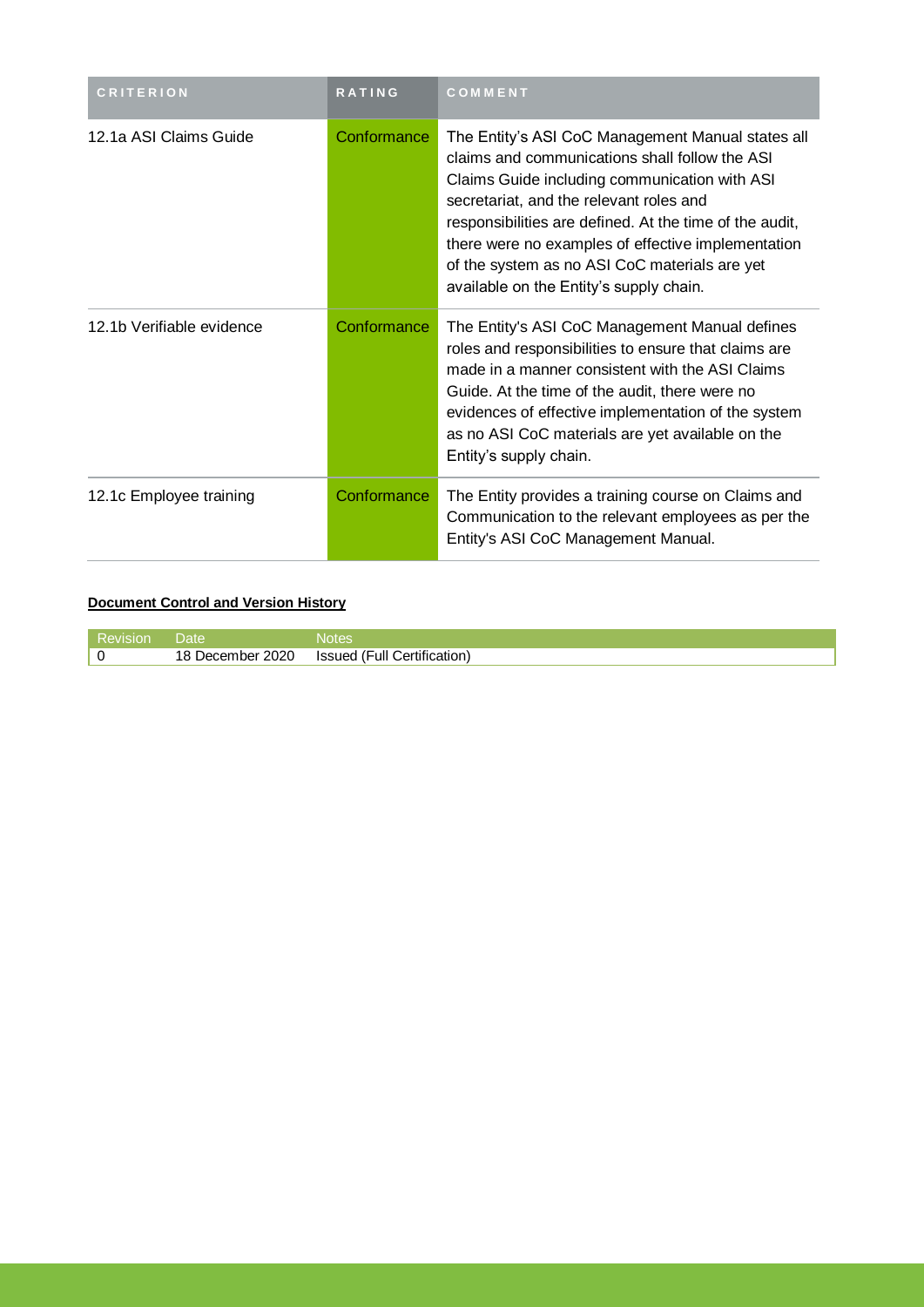| CRITERION | RATING | COMMENT |
| --- | --- | --- |
| 12.1a ASI Claims Guide | Conformance | The Entity's ASI CoC Management Manual states all claims and communications shall follow the ASI Claims Guide including communication with ASI secretariat, and the relevant roles and responsibilities are defined. At the time of the audit, there were no examples of effective implementation of the system as no ASI CoC materials are yet available on the Entity's supply chain. |
| 12.1b Verifiable evidence | Conformance | The Entity's ASI CoC Management Manual defines roles and responsibilities to ensure that claims are made in a manner consistent with the ASI Claims Guide. At the time of the audit, there were no evidences of effective implementation of the system as no ASI CoC materials are yet available on the Entity's supply chain. |
| 12.1c Employee training | Conformance | The Entity provides a training course on Claims and Communication to the relevant employees as per the Entity's ASI CoC Management Manual. |

**Document Control and Version History**

| Revision | Date | Notes |
| --- | --- | --- |
| 0 | 18 December 2020 | Issued (Full Certification) |